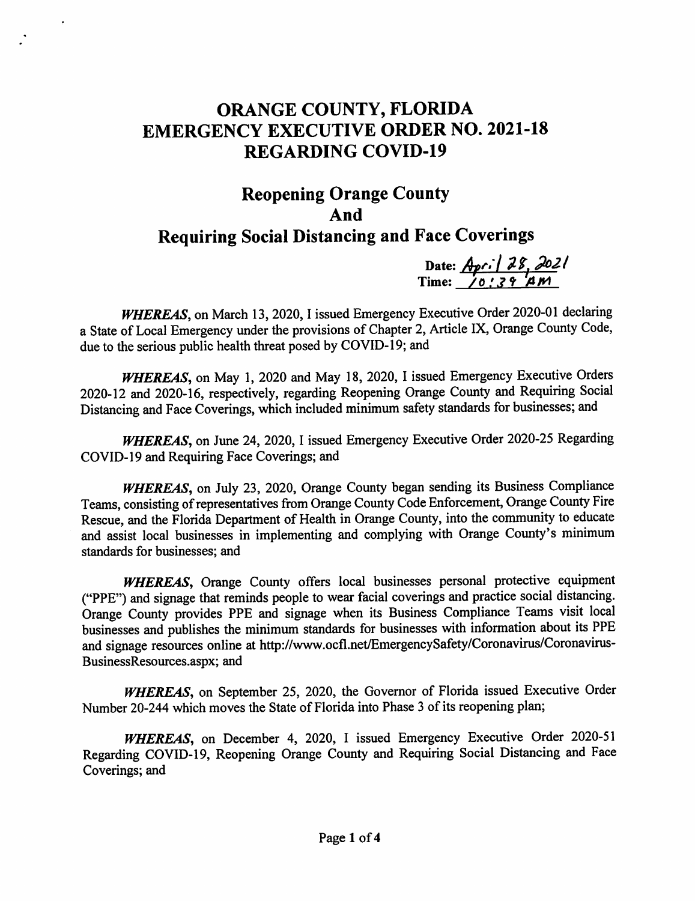# ORANGE COUNTY, FLORIDA
# EMERGENCY EXECUTIVE ORDER NO. 2021-18
# REGARDING COVID-19

## Reopening Orange County
## And
## Requiring Social Distancing and Face Coverings

Date: April 28, 2021
Time: 10:39 AM

***WHEREAS***, on March 13, 2020, I issued Emergency Executive Order 2020-01 declaring a State of Local Emergency under the provisions of Chapter 2, Article IX, Orange County Code, due to the serious public health threat posed by COVID-19; and

***WHEREAS***, on May 1, 2020 and May 18, 2020, I issued Emergency Executive Orders 2020-12 and 2020-16, respectively, regarding Reopening Orange County and Requiring Social Distancing and Face Coverings, which included minimum safety standards for businesses; and

***WHEREAS***, on June 24, 2020, I issued Emergency Executive Order 2020-25 Regarding COVID-19 and Requiring Face Coverings; and

***WHEREAS***, on July 23, 2020, Orange County began sending its Business Compliance Teams, consisting of representatives from Orange County Code Enforcement, Orange County Fire Rescue, and the Florida Department of Health in Orange County, into the community to educate and assist local businesses in implementing and complying with Orange County's minimum standards for businesses; and

***WHEREAS***, Orange County offers local businesses personal protective equipment ("PPE") and signage that reminds people to wear facial coverings and practice social distancing. Orange County provides PPE and signage when its Business Compliance Teams visit local businesses and publishes the minimum standards for businesses with information about its PPE and signage resources online at http://www.ocfl.net/EmergencySafety/Coronavirus/Coronavirus-BusinessResources.aspx; and

***WHEREAS***, on September 25, 2020, the Governor of Florida issued Executive Order Number 20-244 which moves the State of Florida into Phase 3 of its reopening plan;

***WHEREAS***, on December 4, 2020, I issued Emergency Executive Order 2020-51 Regarding COVID-19, Reopening Orange County and Requiring Social Distancing and Face Coverings; and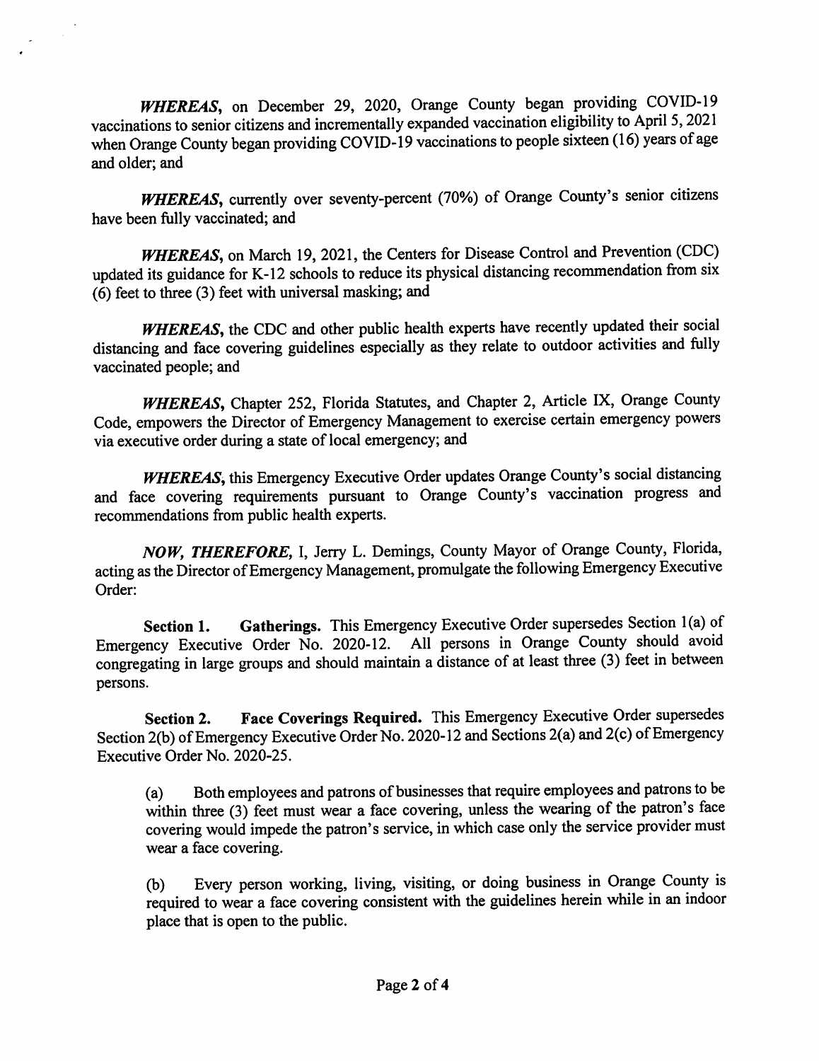***WHEREAS***, on December 29, 2020, Orange County began providing COVID-19 vaccinations to senior citizens and incrementally expanded vaccination eligibility to April 5, 2021 when Orange County began providing COVID-19 vaccinations to people sixteen (16) years of age and older; and

***WHEREAS***, currently over seventy-percent (70%) of Orange County's senior citizens have been fully vaccinated; and

***WHEREAS***, on March 19, 2021, the Centers for Disease Control and Prevention (CDC) updated its guidance for K-12 schools to reduce its physical distancing recommendation from six (6) feet to three (3) feet with universal masking; and

***WHEREAS***, the CDC and other public health experts have recently updated their social distancing and face covering guidelines especially as they relate to outdoor activities and fully vaccinated people; and

***WHEREAS***, Chapter 252, Florida Statutes, and Chapter 2, Article IX, Orange County Code, empowers the Director of Emergency Management to exercise certain emergency powers via executive order during a state of local emergency; and

***WHEREAS***, this Emergency Executive Order updates Orange County's social distancing and face covering requirements pursuant to Orange County's vaccination progress and recommendations from public health experts.

***NOW, THEREFORE***, I, Jerry L. Demings, County Mayor of Orange County, Florida, acting as the Director of Emergency Management, promulgate the following Emergency Executive Order:

**Section 1. Gatherings.** This Emergency Executive Order supersedes Section 1(a) of Emergency Executive Order No. 2020-12. All persons in Orange County should avoid congregating in large groups and should maintain a distance of at least three (3) feet in between persons.

**Section 2. Face Coverings Required.** This Emergency Executive Order supersedes Section 2(b) of Emergency Executive Order No. 2020-12 and Sections 2(a) and 2(c) of Emergency Executive Order No. 2020-25.

(a) Both employees and patrons of businesses that require employees and patrons to be within three (3) feet must wear a face covering, unless the wearing of the patron's face covering would impede the patron's service, in which case only the service provider must wear a face covering.

(b) Every person working, living, visiting, or doing business in Orange County is required to wear a face covering consistent with the guidelines herein while in an indoor place that is open to the public.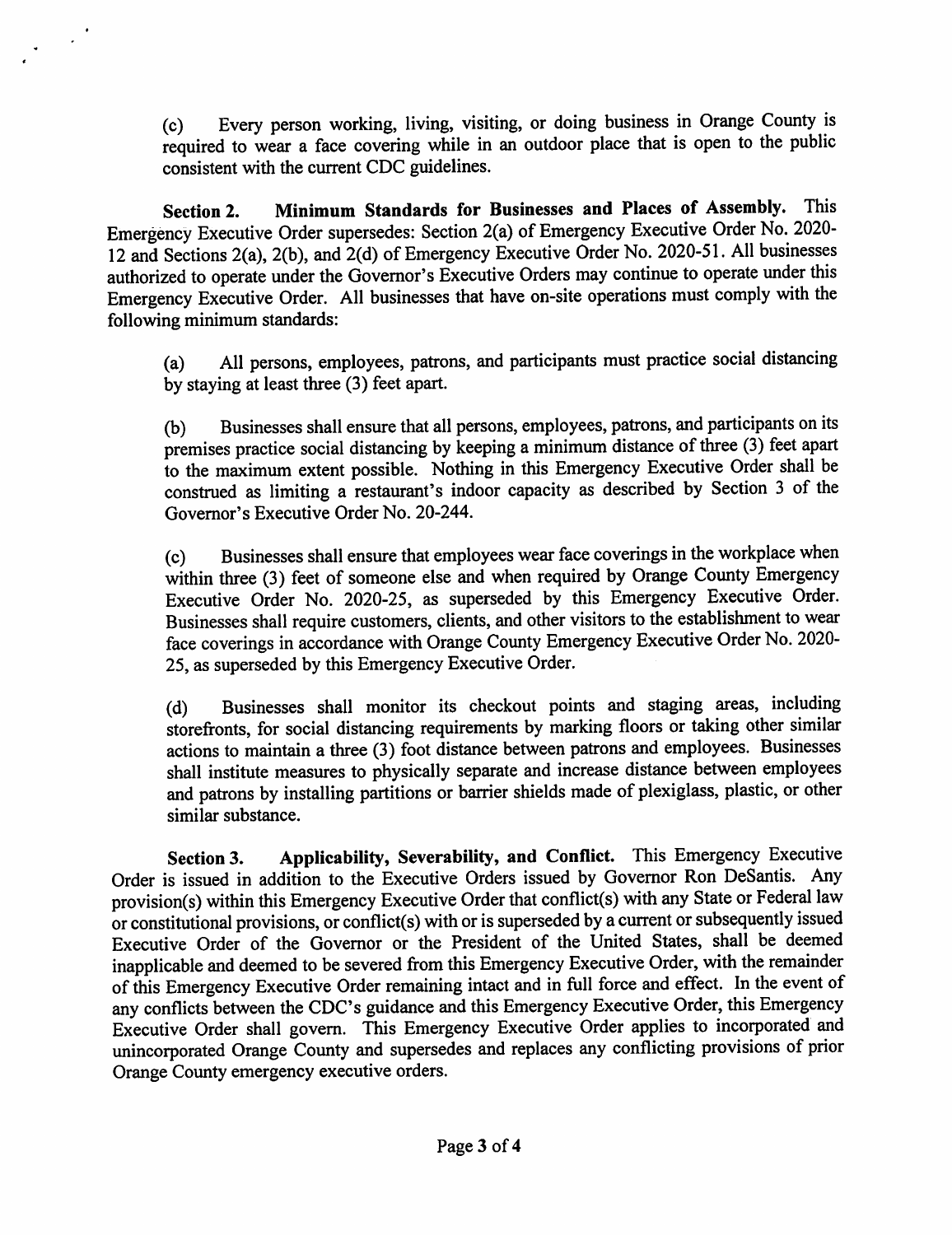(c) Every person working, living, visiting, or doing business in Orange County is required to wear a face covering while in an outdoor place that is open to the public consistent with the current CDC guidelines.

**Section 2. Minimum Standards for Businesses and Places of Assembly.** This Emergency Executive Order supersedes: Section 2(a) of Emergency Executive Order No. 2020-12 and Sections 2(a), 2(b), and 2(d) of Emergency Executive Order No. 2020-51. All businesses authorized to operate under the Governor's Executive Orders may continue to operate under this Emergency Executive Order. All businesses that have on-site operations must comply with the following minimum standards:

(a) All persons, employees, patrons, and participants must practice social distancing by staying at least three (3) feet apart.

(b) Businesses shall ensure that all persons, employees, patrons, and participants on its premises practice social distancing by keeping a minimum distance of three (3) feet apart to the maximum extent possible. Nothing in this Emergency Executive Order shall be construed as limiting a restaurant's indoor capacity as described by Section 3 of the Governor's Executive Order No. 20-244.

(c) Businesses shall ensure that employees wear face coverings in the workplace when within three (3) feet of someone else and when required by Orange County Emergency Executive Order No. 2020-25, as superseded by this Emergency Executive Order. Businesses shall require customers, clients, and other visitors to the establishment to wear face coverings in accordance with Orange County Emergency Executive Order No. 2020-25, as superseded by this Emergency Executive Order.

(d) Businesses shall monitor its checkout points and staging areas, including storefronts, for social distancing requirements by marking floors or taking other similar actions to maintain a three (3) foot distance between patrons and employees. Businesses shall institute measures to physically separate and increase distance between employees and patrons by installing partitions or barrier shields made of plexiglass, plastic, or other similar substance.

**Section 3. Applicability, Severability, and Conflict.** This Emergency Executive Order is issued in addition to the Executive Orders issued by Governor Ron DeSantis. Any provision(s) within this Emergency Executive Order that conflict(s) with any State or Federal law or constitutional provisions, or conflict(s) with or is superseded by a current or subsequently issued Executive Order of the Governor or the President of the United States, shall be deemed inapplicable and deemed to be severed from this Emergency Executive Order, with the remainder of this Emergency Executive Order remaining intact and in full force and effect. In the event of any conflicts between the CDC's guidance and this Emergency Executive Order, this Emergency Executive Order shall govern. This Emergency Executive Order applies to incorporated and unincorporated Orange County and supersedes and replaces any conflicting provisions of prior Orange County emergency executive orders.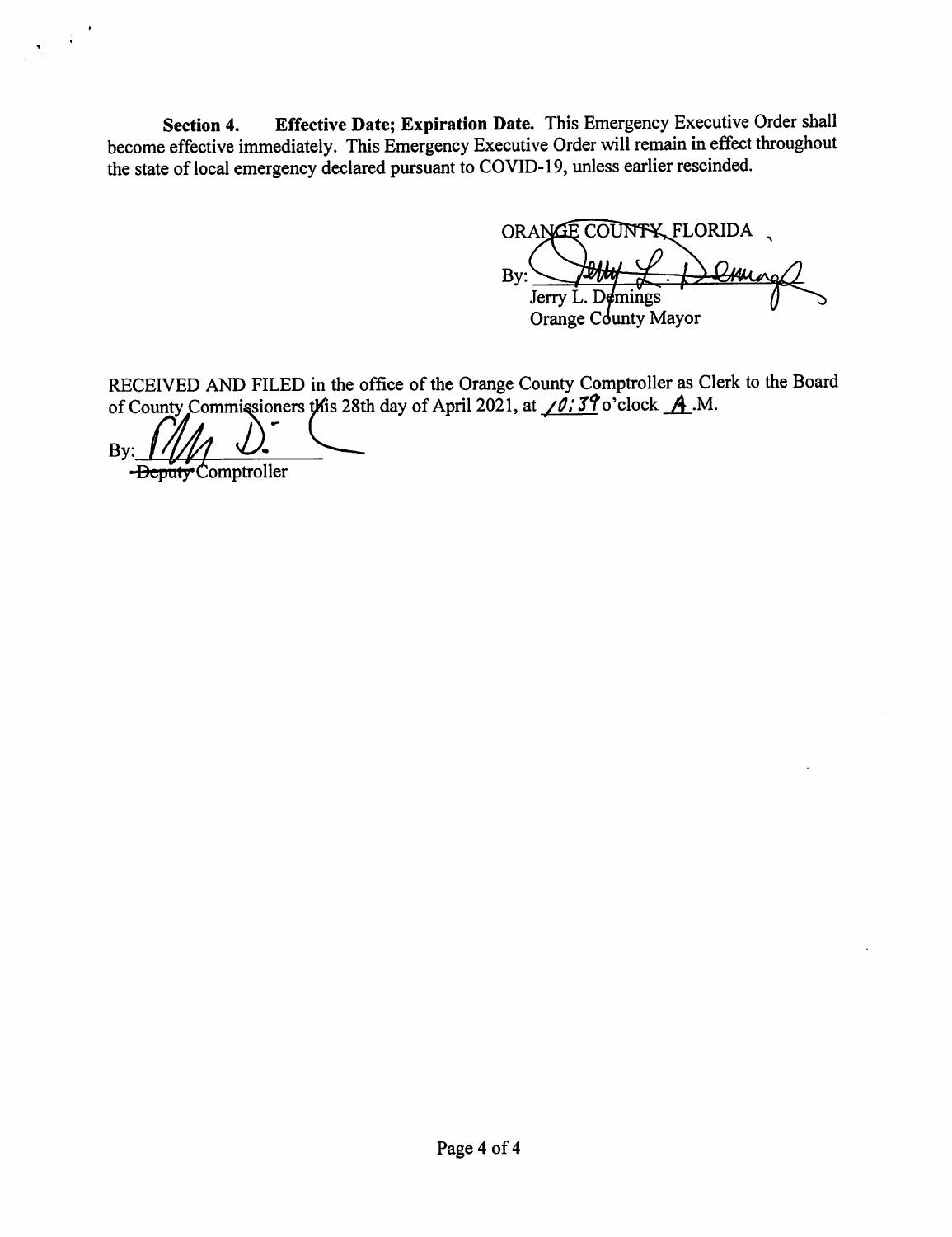**Section 4. Effective Date; Expiration Date.** This Emergency Executive Order shall become effective immediately. This Emergency Executive Order will remain in effect throughout the state of local emergency declared pursuant to COVID-19, unless earlier rescinded.

ORANGE COUNTY, FLORIDA

By: ______________________
Jerry L. Demings
Orange County Mayor

RECEIVED AND FILED in the office of the Orange County Comptroller as Clerk to the Board of County Commissioners this 28th day of April 2021, at 10:39 o'clock A.M.

By: ______________________
~~Deputy~~ Comptroller